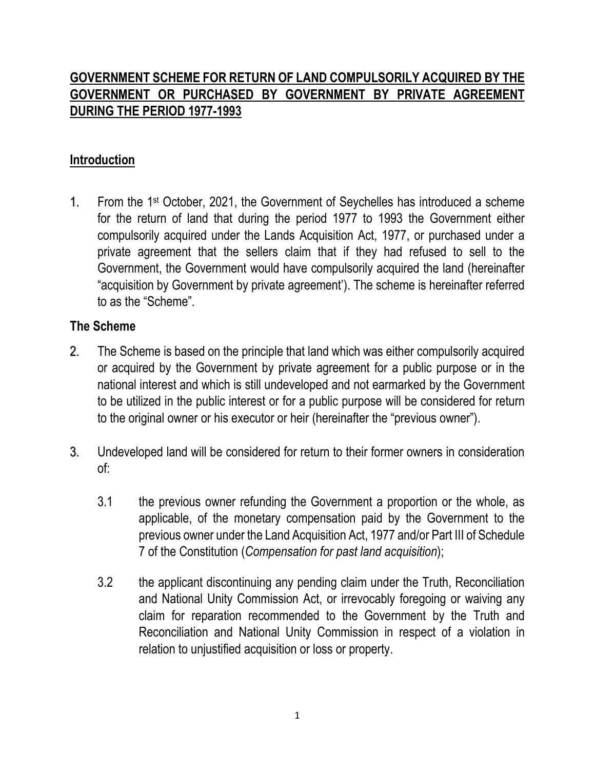# GOVERNMENT SCHEME FOR RETURN OF LAND COMPULSORILY ACQUIRED BY THE GOVERNMENT OR PURCHASED BY GOVERNMENT BY PRIVATE AGREEMENT DURING THE PERIOD 1977-1993

## Introduction

1. From the 1st October, 2021, the Government of Seychelles has introduced a scheme for the return of land that during the period 1977 to 1993 the Government either compulsorily acquired under the Lands Acquisition Act, 1977, or purchased under a private agreement that the sellers claim that if they had refused to sell to the Government, the Government would have compulsorily acquired the land (hereinafter "acquisition by Government by private agreement'). The scheme is hereinafter referred to as the "Scheme".

## The Scheme

2. The Scheme is based on the principle that land which was either compulsorily acquired or acquired by the Government by private agreement for a public purpose or in the national interest and which is still undeveloped and not earmarked by the Government to be utilized in the public interest or for a public purpose will be considered for return to the original owner or his executor or heir (hereinafter the "previous owner").

3. Undeveloped land will be considered for return to their former owners in consideration of:

   3.1 the previous owner refunding the Government a proportion or the whole, as applicable, of the monetary compensation paid by the Government to the previous owner under the Land Acquisition Act, 1977 and/or Part III of Schedule 7 of the Constitution (*Compensation for past land acquisition*);

   3.2 the applicant discontinuing any pending claim under the Truth, Reconciliation and National Unity Commission Act, or irrevocably foregoing or waiving any claim for reparation recommended to the Government by the Truth and Reconciliation and National Unity Commission in respect of a violation in relation to unjustified acquisition or loss or property.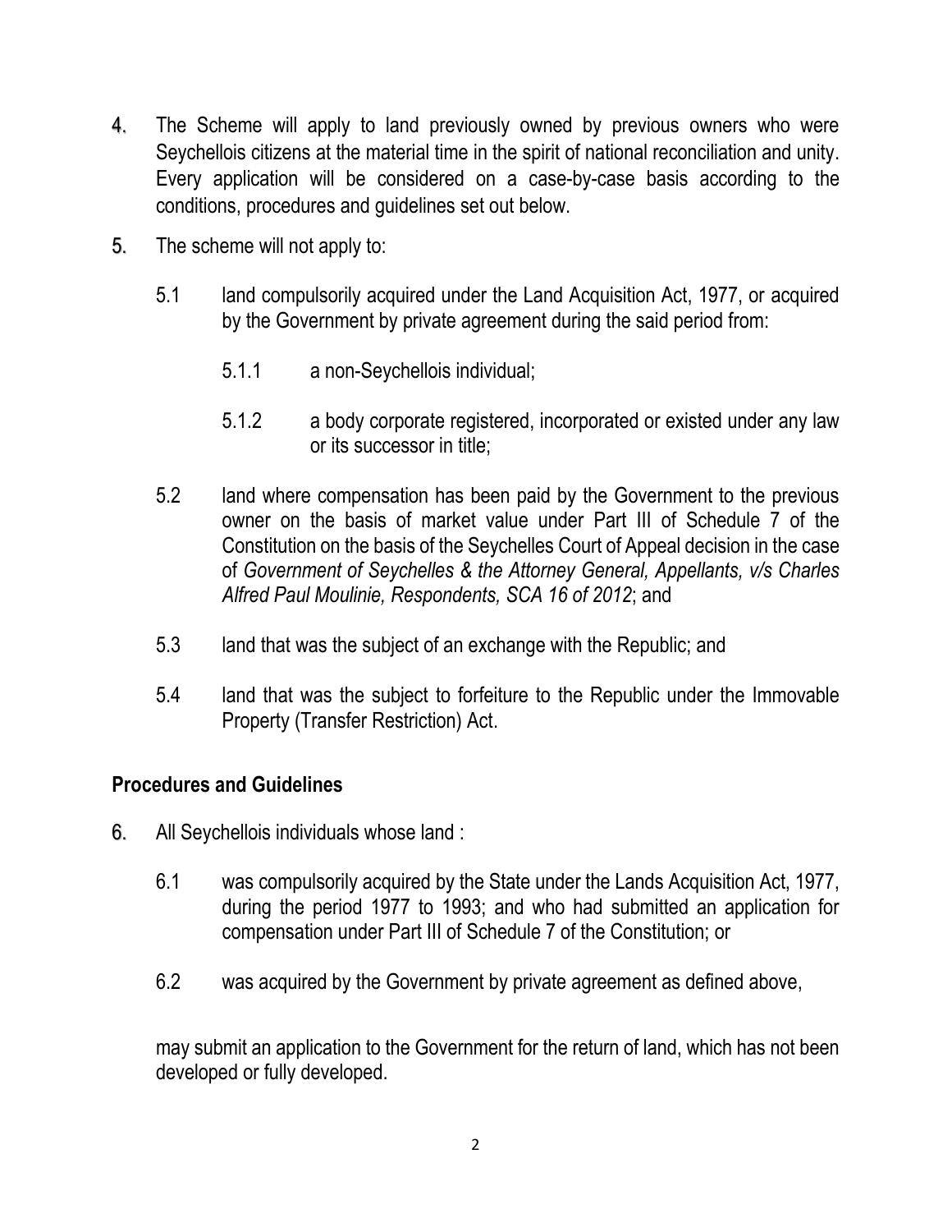4. The Scheme will apply to land previously owned by previous owners who were Seychellois citizens at the material time in the spirit of national reconciliation and unity. Every application will be considered on a case-by-case basis according to the conditions, procedures and guidelines set out below.

5. The scheme will not apply to:

   5.1 land compulsorily acquired under the Land Acquisition Act, 1977, or acquired by the Government by private agreement during the said period from:

      5.1.1 a non-Seychellois individual;

      5.1.2 a body corporate registered, incorporated or existed under any law or its successor in title;

   5.2 land where compensation has been paid by the Government to the previous owner on the basis of market value under Part III of Schedule 7 of the Constitution on the basis of the Seychelles Court of Appeal decision in the case of *Government of Seychelles & the Attorney General, Appellants, v/s Charles Alfred Paul Moulinie, Respondents, SCA 16 of 2012*; and

   5.3 land that was the subject of an exchange with the Republic; and

   5.4 land that was the subject to forfeiture to the Republic under the Immovable Property (Transfer Restriction) Act.

**Procedures and Guidelines**

6. All Seychellois individuals whose land :

   6.1 was compulsorily acquired by the State under the Lands Acquisition Act, 1977, during the period 1977 to 1993; and who had submitted an application for compensation under Part III of Schedule 7 of the Constitution; or

   6.2 was acquired by the Government by private agreement as defined above,

   may submit an application to the Government for the return of land, which has not been developed or fully developed.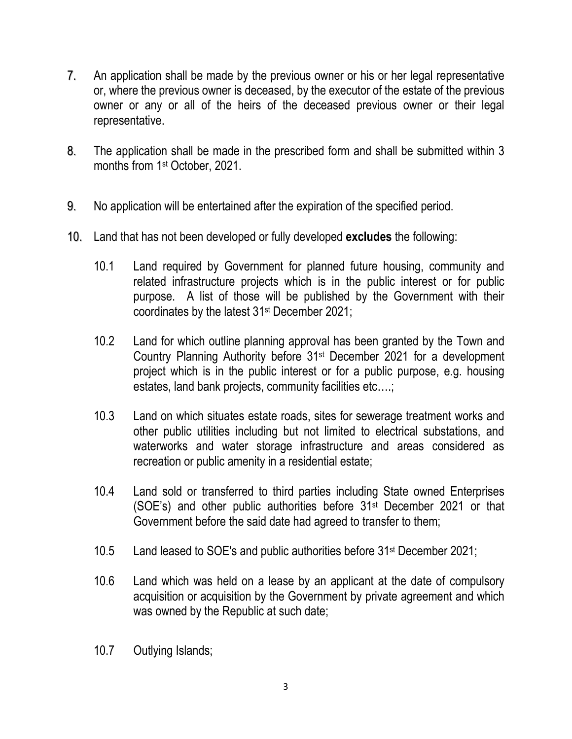7. An application shall be made by the previous owner or his or her legal representative or, where the previous owner is deceased, by the executor of the estate of the previous owner or any or all of the heirs of the deceased previous owner or their legal representative.

8. The application shall be made in the prescribed form and shall be submitted within 3 months from 1st October, 2021.

9. No application will be entertained after the expiration of the specified period.

10. Land that has not been developed or fully developed **excludes** the following:

    10.1 Land required by Government for planned future housing, community and related infrastructure projects which is in the public interest or for public purpose. A list of those will be published by the Government with their coordinates by the latest 31st December 2021;

    10.2 Land for which outline planning approval has been granted by the Town and Country Planning Authority before 31st December 2021 for a development project which is in the public interest or for a public purpose, e.g. housing estates, land bank projects, community facilities etc….;

    10.3 Land on which situates estate roads, sites for sewerage treatment works and other public utilities including but not limited to electrical substations, and waterworks and water storage infrastructure and areas considered as recreation or public amenity in a residential estate;

    10.4 Land sold or transferred to third parties including State owned Enterprises (SOE's) and other public authorities before 31st December 2021 or that Government before the said date had agreed to transfer to them;

    10.5 Land leased to SOE's and public authorities before 31st December 2021;

    10.6 Land which was held on a lease by an applicant at the date of compulsory acquisition or acquisition by the Government by private agreement and which was owned by the Republic at such date;

    10.7 Outlying Islands;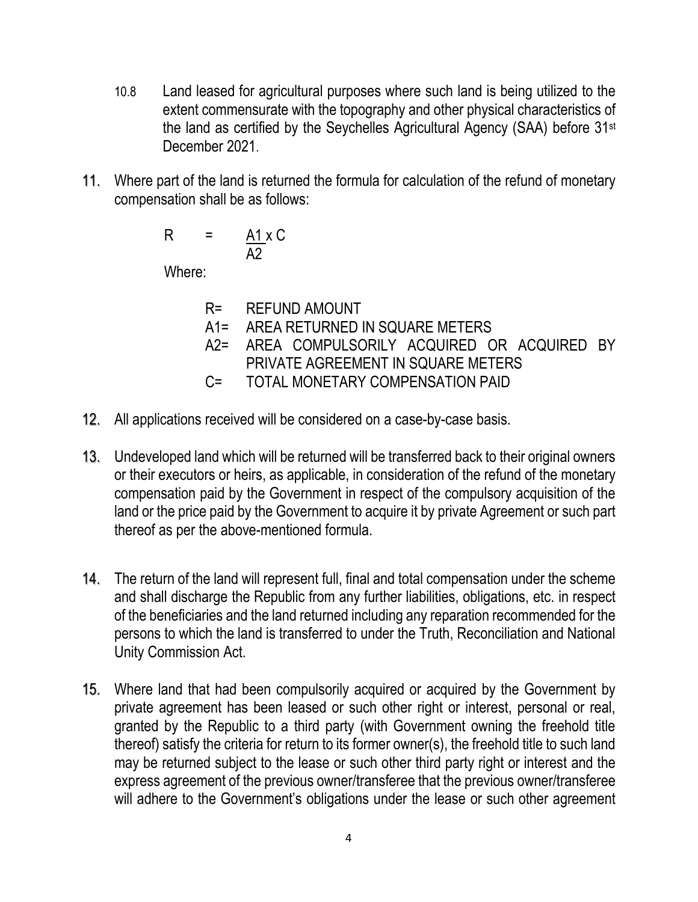10.8 Land leased for agricultural purposes where such land is being utilized to the extent commensurate with the topography and other physical characteristics of the land as certified by the Seychelles Agricultural Agency (SAA) before 31st December 2021.

11. Where part of the land is returned the formula for calculation of the refund of monetary compensation shall be as follows:

$$R = \frac{A1 \times C}{A2}$$

Where:

R= REFUND AMOUNT
A1= AREA RETURNED IN SQUARE METERS
A2= AREA COMPULSORILY ACQUIRED OR ACQUIRED BY PRIVATE AGREEMENT IN SQUARE METERS
C= TOTAL MONETARY COMPENSATION PAID

12. All applications received will be considered on a case-by-case basis.

13. Undeveloped land which will be returned will be transferred back to their original owners or their executors or heirs, as applicable, in consideration of the refund of the monetary compensation paid by the Government in respect of the compulsory acquisition of the land or the price paid by the Government to acquire it by private Agreement or such part thereof as per the above-mentioned formula.

14. The return of the land will represent full, final and total compensation under the scheme and shall discharge the Republic from any further liabilities, obligations, etc. in respect of the beneficiaries and the land returned including any reparation recommended for the persons to which the land is transferred to under the Truth, Reconciliation and National Unity Commission Act.

15. Where land that had been compulsorily acquired or acquired by the Government by private agreement has been leased or such other right or interest, personal or real, granted by the Republic to a third party (with Government owning the freehold title thereof) satisfy the criteria for return to its former owner(s), the freehold title to such land may be returned subject to the lease or such other third party right or interest and the express agreement of the previous owner/transferee that the previous owner/transferee will adhere to the Government's obligations under the lease or such other agreement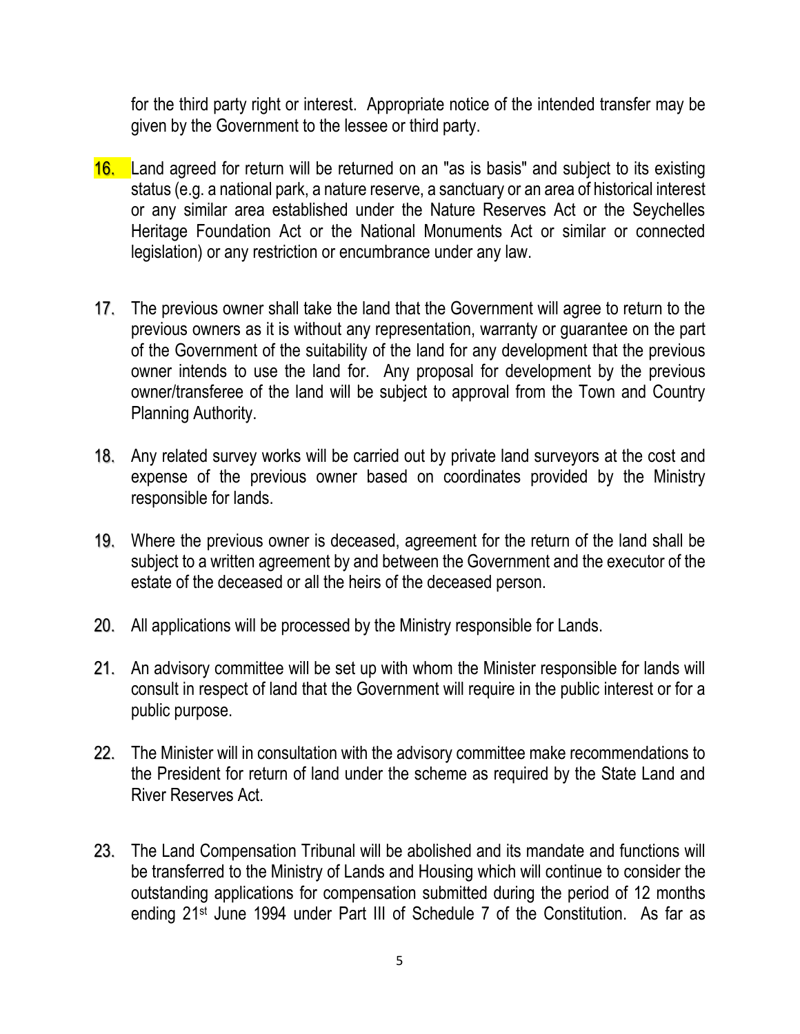for the third party right or interest. Appropriate notice of the intended transfer may be given by the Government to the lessee or third party.

16. Land agreed for return will be returned on an "as is basis" and subject to its existing status (e.g. a national park, a nature reserve, a sanctuary or an area of historical interest or any similar area established under the Nature Reserves Act or the Seychelles Heritage Foundation Act or the National Monuments Act or similar or connected legislation) or any restriction or encumbrance under any law.

17. The previous owner shall take the land that the Government will agree to return to the previous owners as it is without any representation, warranty or guarantee on the part of the Government of the suitability of the land for any development that the previous owner intends to use the land for. Any proposal for development by the previous owner/transferee of the land will be subject to approval from the Town and Country Planning Authority.

18. Any related survey works will be carried out by private land surveyors at the cost and expense of the previous owner based on coordinates provided by the Ministry responsible for lands.

19. Where the previous owner is deceased, agreement for the return of the land shall be subject to a written agreement by and between the Government and the executor of the estate of the deceased or all the heirs of the deceased person.

20. All applications will be processed by the Ministry responsible for Lands.

21. An advisory committee will be set up with whom the Minister responsible for lands will consult in respect of land that the Government will require in the public interest or for a public purpose.

22. The Minister will in consultation with the advisory committee make recommendations to the President for return of land under the scheme as required by the State Land and River Reserves Act.

23. The Land Compensation Tribunal will be abolished and its mandate and functions will be transferred to the Ministry of Lands and Housing which will continue to consider the outstanding applications for compensation submitted during the period of 12 months ending 21st June 1994 under Part III of Schedule 7 of the Constitution. As far as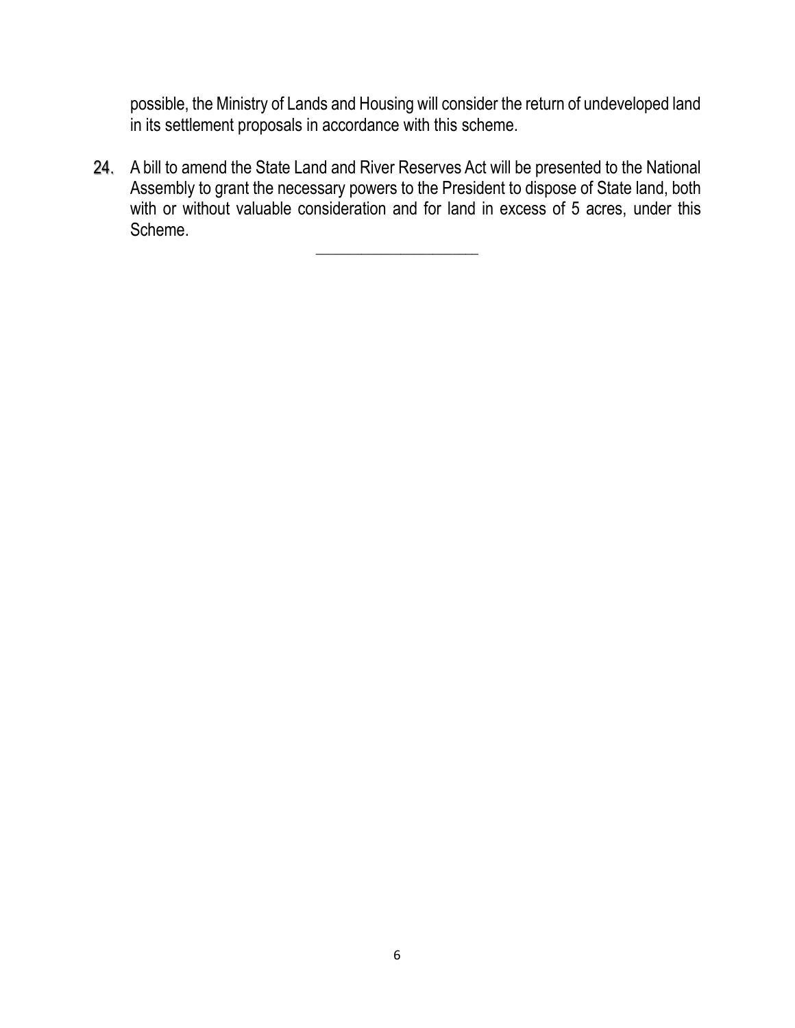possible, the Ministry of Lands and Housing will consider the return of undeveloped land in its settlement proposals in accordance with this scheme.

24. A bill to amend the State Land and River Reserves Act will be presented to the National Assembly to grant the necessary powers to the President to dispose of State land, both with or without valuable consideration and for land in excess of 5 acres, under this Scheme.

---